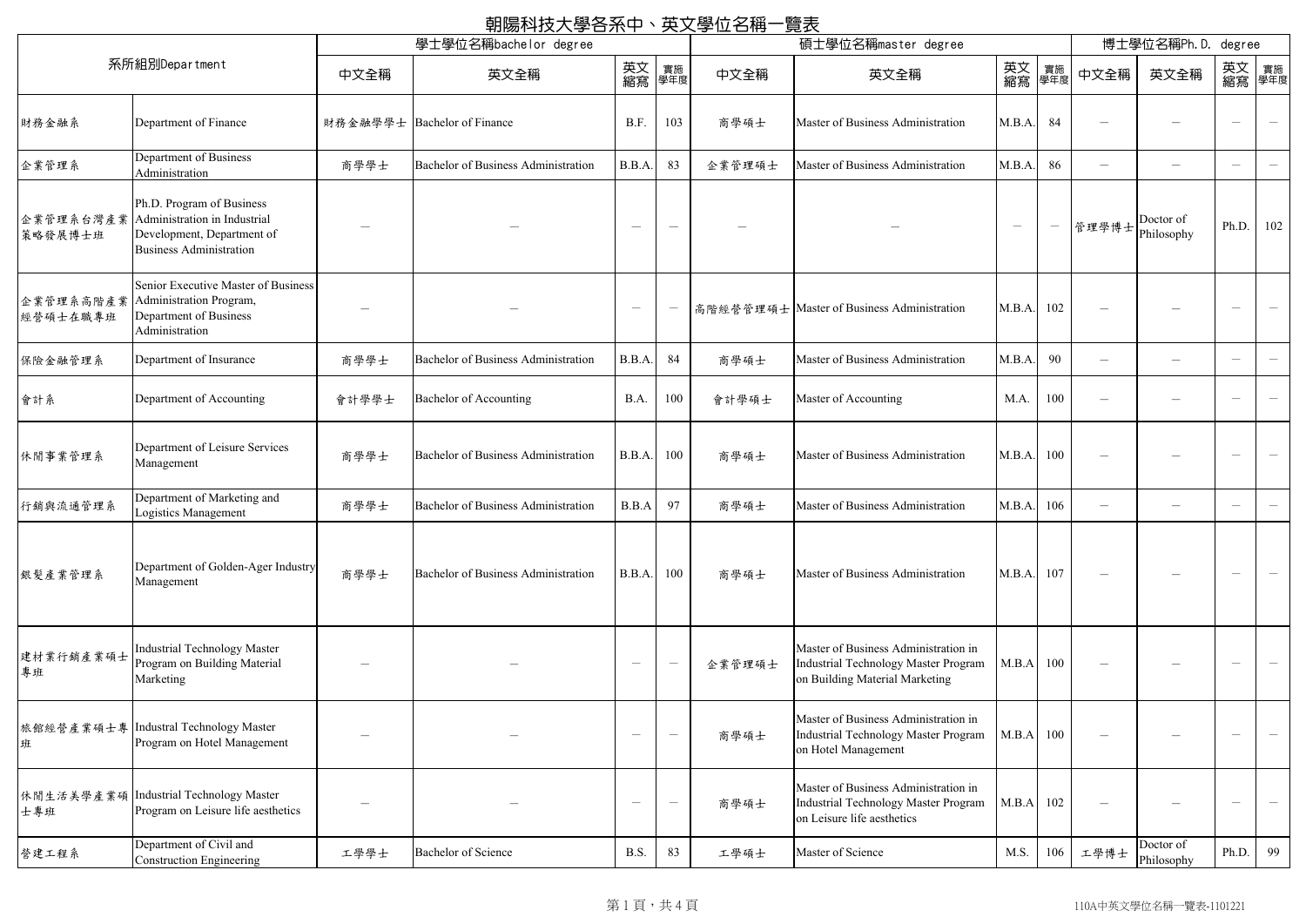# 朝陽科技大學各系中、英文學位名稱一覽表

| 系所組別Department | | 學士學位名稱bachelor degree | | | | 碩士學位名稱master degree | | | | 博士學位名稱Ph.D. degree | | | |
|---|---|---|---|---|---|---|---|---|---|---|---|---|---|
| | | 中文全稱 | 英文全稱 | 英文縮寫 | 實施學年度 | 中文全稱 | 英文全稱 | 英文縮寫 | 實施學年度 | 中文全稱 | 英文全稱 | 英文縮寫 | 實施學年度 |
| 財務金融系 | Department of Finance | 財務金融學學士 | Bachelor of Finance | B.F. | 103 | 商學碩士 | Master of Business Administration | M.B.A. | 84 | – | – | – | – |
| 企業管理系 | Department of Business Administration | 商學學士 | Bachelor of Business Administration | B.B.A. | 83 | 企業管理碩士 | Master of Business Administration | M.B.A. | 86 | – | – | – | – |
| 企業管理系台灣產業策略發展博士班 | Ph.D. Program of Business Administration in Industrial Development, Department of Business Administration | – | – | – | – | – | – | – | – | 管理學博士 | Doctor of Philosophy | Ph.D. | 102 |
| 企業管理系高階產業經營碩士在職專班 | Senior Executive Master of Business Administration Program, Department of Business Administration | – | – | – | – | 高階經營管理碩士 | Master of Business Administration | M.B.A. | 102 | – | – | – | – |
| 保險金融管理系 | Department of Insurance | 商學學士 | Bachelor of Business Administration | B.B.A. | 84 | 商學碩士 | Master of Business Administration | M.B.A. | 90 | – | – | – | – |
| 會計系 | Department of Accounting | 會計學學士 | Bachelor of Accounting | B.A. | 100 | 會計學碩士 | Master of Accounting | M.A. | 100 | – | – | – | – |
| 休閒事業管理系 | Department of Leisure Services Management | 商學學士 | Bachelor of Business Administration | B.B.A. | 100 | 商學碩士 | Master of Business Administration | M.B.A. | 100 | – | – | – | – |
| 行銷與流通管理系 | Department of Marketing and Logistics Management | 商學學士 | Bachelor of Business Administration | B.B.A | 97 | 商學碩士 | Master of Business Administration | M.B.A. | 106 | – | – | – | – |
| 銀髮產業管理系 | Department of Golden-Ager Industry Management | 商學學士 | Bachelor of Business Administration | B.B.A. | 100 | 商學碩士 | Master of Business Administration | M.B.A. | 107 | – | – | – | – |
| 建材業行銷產業碩士專班 | Industrial Technology Master Program on Building Material Marketing | – | – | – | – | 企業管理碩士 | Master of Business Administration in Industrial Technology Master Program on Building Material Marketing | M.B.A | 100 | – | – | – | – |
| 旅館經營產業碩士專班 | Industral Technology Master Program on Hotel Management | – | – | – | – | 商學碩士 | Master of Business Administration in Industrial Technology Master Program on Hotel Management | M.B.A | 100 | – | – | – | – |
| 休閒生活美學產業碩士專班 | Industrial Technology Master Program on Leisure life aesthetics | – | – | – | – | 商學碩士 | Master of Business Administration in Industrial Technology Master Program on Leisure life aesthetics | M.B.A | 102 | – | – | – | – |
| 營建工程系 | Department of Civil and Construction Engineering | 工學學士 | Bachelor of Science | B.S. | 83 | 工學碩士 | Master of Science | M.S. | 106 | 工學博士 | Doctor of Philosophy | Ph.D. | 99 |

110A中英文學位名稱一覽表-1101221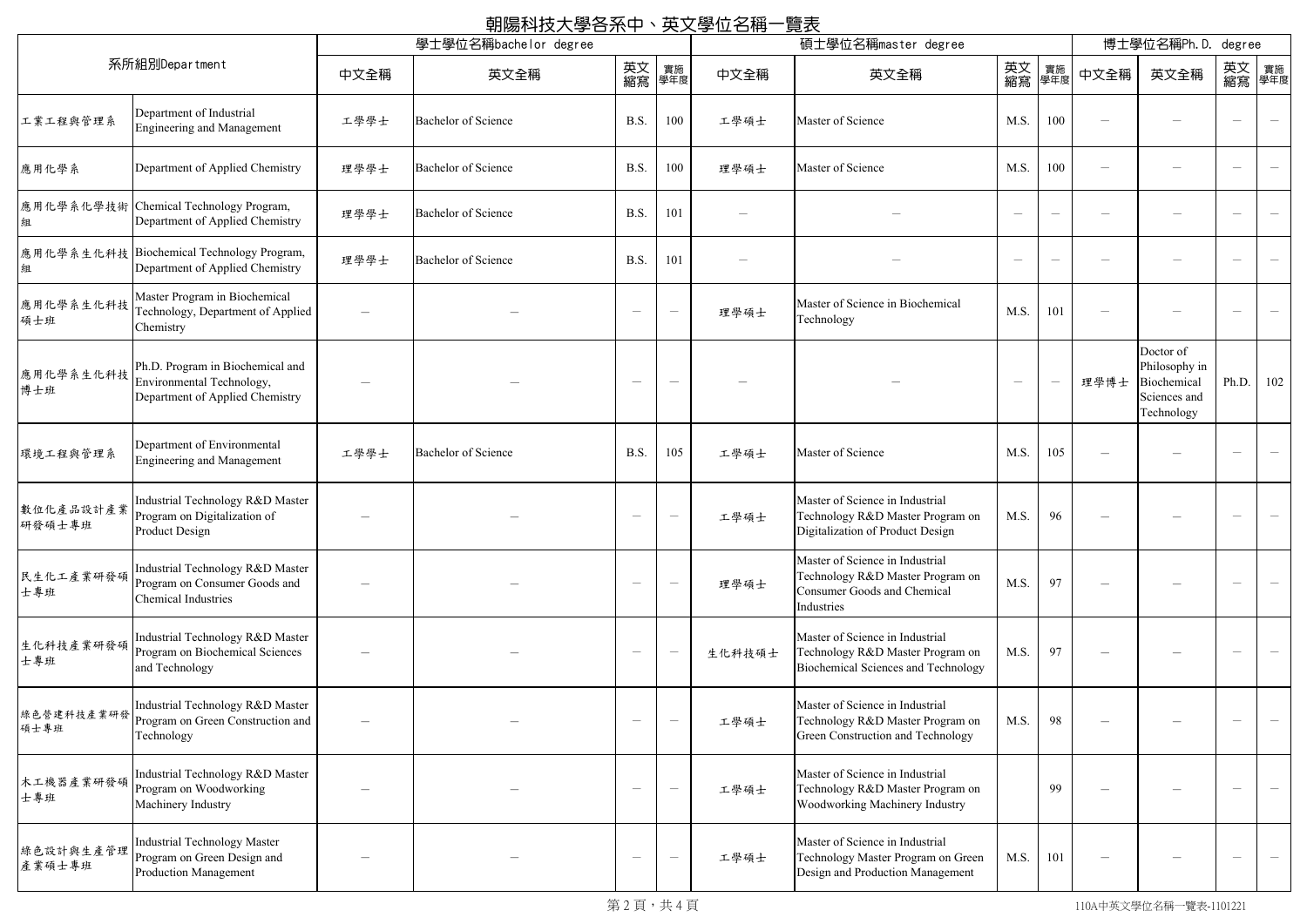# 朝陽科技大學各系中、英文學位名稱一覽表

| 系所組別Department | | 學士學位名稱bachelor degree | | | | 碩士學位名稱master degree | | | | 博士學位名稱Ph.D. degree | | | |
|---|---|---|---|---|---|---|---|---|---|---|---|---|---|
| | | 中文全稱 | 英文全稱 | 英文縮寫 | 實施學年度 | 中文全稱 | 英文全稱 | 英文縮寫 | 實施學年度 | 中文全稱 | 英文全稱 | 英文縮寫 | 實施學年度 |
| 工業工程與管理系 | Department of Industrial Engineering and Management | 工學學士 | Bachelor of Science | B.S. | 100 | 工學碩士 | Master of Science | M.S. | 100 | — | — | — | — |
| 應用化學系 | Department of Applied Chemistry | 理學學士 | Bachelor of Science | B.S. | 100 | 理學碩士 | Master of Science | M.S. | 100 | — | — | — | — |
| 應用化學系化學技術組 | Chemical Technology Program, Department of Applied Chemistry | 理學學士 | Bachelor of Science | B.S. | 101 | — | — | — | — | — | — | — | — |
| 應用化學系生化科技組 | Biochemical Technology Program, Department of Applied Chemistry | 理學學士 | Bachelor of Science | B.S. | 101 | — | — | — | — | — | — | — | — |
| 應用化學系生化科技碩士班 | Master Program in Biochemical Technology, Department of Applied Chemistry | — | — | — | — | 理學碩士 | Master of Science in Biochemical Technology | M.S. | 101 | — | — | — | — |
| 應用化學系生化科技博士班 | Ph.D. Program in Biochemical and Environmental Technology, Department of Applied Chemistry | — | — | — | — | — | — | — | — | 理學博士 | Doctor of Philosophy in Biochemical Sciences and Technology | Ph.D. | 102 |
| 環境工程與管理系 | Department of Environmental Engineering and Management | 工學學士 | Bachelor of Science | B.S. | 105 | 工學碩士 | Master of Science | M.S. | 105 | — | — | — | — |
| 數位化產品設計產業研發碩士專班 | Industrial Technology R&D Master Program on Digitalization of Product Design | — | — | — | — | 工學碩士 | Master of Science in Industrial Technology R&D Master Program on Digitalization of Product Design | M.S. | 96 | — | — | — | — |
| 民生化工產業研發碩士專班 | Industrial Technology R&D Master Program on Consumer Goods and Chemical Industries | — | — | — | — | 理學碩士 | Master of Science in Industrial Technology R&D Master Program on Consumer Goods and Chemical Industries | M.S. | 97 | — | — | — | — |
| 生化科技產業研發碩士專班 | Industrial Technology R&D Master Program on Biochemical Sciences and Technology | — | — | — | — | 生化科技碩士 | Master of Science in Industrial Technology R&D Master Program on Biochemical Sciences and Technology | M.S. | 97 | — | — | — | — |
| 綠色營建科技產業研發碩士專班 | Industrial Technology R&D Master Program on Green Construction and Technology | — | — | — | — | 工學碩士 | Master of Science in Industrial Technology R&D Master Program on Green Construction and Technology | M.S. | 98 | — | — | — | — |
| 木工機器產業研發碩士專班 | Industrial Technology R&D Master Program on Woodworking Machinery Industry | — | — | — | — | 工學碩士 | Master of Science in Industrial Technology R&D Master Program on Woodworking Machinery Industry | | 99 | — | — | — | — |
| 綠色設計與生產管理產業碩士專班 | Industrial Technology Master Program on Green Design and Production Management | — | — | — | — | 工學碩士 | Master of Science in Industrial Technology Master Program on Green Design and Production Management | M.S. | 101 | — | — | — | — |

110A中英文學位名稱一覽表-1101221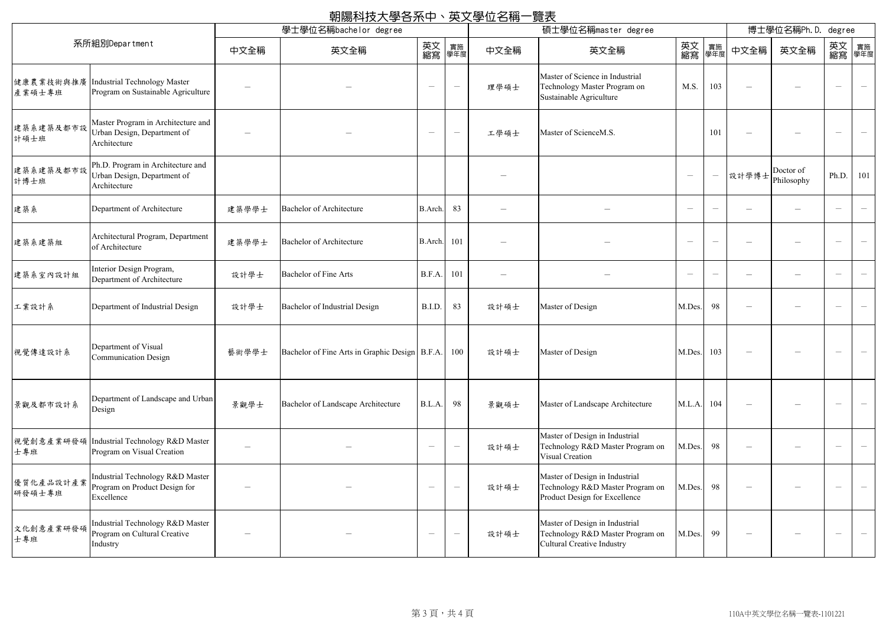# 朝陽科技大學各系中、英文學位名稱一覽表

| 系所組別Department | | 學士學位名稱bachelor degree | | | | 碩士學位名稱master degree | | | | 博士學位名稱Ph.D. degree | | | |
|---|---|---|---|---|---|---|---|---|---|---|---|---|---|
| | | 中文全稱 | 英文全稱 | 英文縮寫 | 實施學年度 | 中文全稱 | 英文全稱 | 英文縮寫 | 實施學年度 | 中文全稱 | 英文全稱 | 英文縮寫 | 實施學年度 |
| 健康農業技術與推廣產業碩士專班 | Industrial Technology Master Program on Sustainable Agriculture | — | — | — | — | 理學碩士 | Master of Science in Industrial Technology Master Program on Sustainable Agriculture | M.S. | 103 | — | — | — | — |
| 建築系建築及都市設計碩士班 | Master Program in Architecture and Urban Design, Department of Architecture | — | — | — | — | 工學碩士 | Master of ScienceM.S. | | 101 | — | — | — | — |
| 建築系建築及都市設計博士班 | Ph.D. Program in Architecture and Urban Design, Department of Architecture | | | | | — | | — | — | 設計學博士 | Doctor of Philosophy | Ph.D. | 101 |
| 建築系 | Department of Architecture | 建築學學士 | Bachelor of Architecture | B.Arch. | 83 | — | — | — | — | — | — | — | — |
| 建築系建築組 | Architectural Program, Department of Architecture | 建築學學士 | Bachelor of Architecture | B.Arch. | 101 | — | — | — | — | — | — | — | — |
| 建築系室內設計組 | Interior Design Program, Department of Architecture | 設計學士 | Bachelor of Fine Arts | B.F.A. | 101 | — | — | — | — | — | — | — | — |
| 工業設計系 | Department of Industrial Design | 設計學士 | Bachelor of Industrial Design | B.I.D. | 83 | 設計碩士 | Master of Design | M.Des. | 98 | — | — | — | — |
| 視覺傳達設計系 | Department of Visual Communication Design | 藝術學學士 | Bachelor of Fine Arts in Graphic Design | B.F.A. | 100 | 設計碩士 | Master of Design | M.Des. | 103 | — | — | — | — |
| 景觀及都市設計系 | Department of Landscape and Urban Design | 景觀學士 | Bachelor of Landscape Architecture | B.L.A. | 98 | 景觀碩士 | Master of Landscape Architecture | M.L.A. | 104 | — | — | — | — |
| 視覺創意產業研發碩士專班 | Industrial Technology R&D Master Program on Visual Creation | — | — | — | — | 設計碩士 | Master of Design in Industrial Technology R&D Master Program on Visual Creation | M.Des. | 98 | — | — | — | — |
| 優質化產品設計產業研發碩士專班 | Industrial Technology R&D Master Program on Product Design for Excellence | — | — | — | — | 設計碩士 | Master of Design in Industrial Technology R&D Master Program on Product Design for Excellence | M.Des. | 98 | — | — | — | — |
| 文化創意產業研發碩士專班 | Industrial Technology R&D Master Program on Cultural Creative Industry | — | — | — | — | 設計碩士 | Master of Design in Industrial Technology R&D Master Program on Cultural Creative Industry | M.Des. | 99 | — | — | — | — |

110A中英文學位名稱一覽表-1101221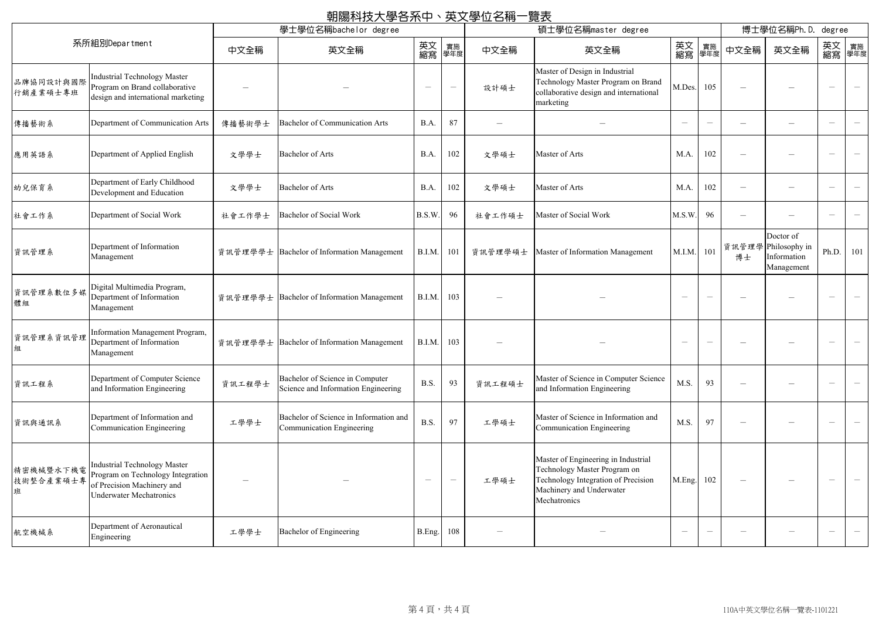# 朝陽科技大學各系中、英文學位名稱一覽表

| 系所組別Department | | 學士學位名稱bachelor degree | | | | 碩士學位名稱master degree | | | | 博士學位名稱Ph.D. degree | | | |
|---|---|---|---|---|---|---|---|---|---|---|---|---|---|
| | | 中文全稱 | 英文全稱 | 英文縮寫 | 實施學年度 | 中文全稱 | 英文全稱 | 英文縮寫 | 實施學年度 | 中文全稱 | 英文全稱 | 英文縮寫 | 實施學年度 |
| 品牌協同設計與國際行銷產業碩士專班 | Industrial Technology Master Program on Brand collaborative design and international marketing | — | — | — | — | 設計碩士 | Master of Design in Industrial Technology Master Program on Brand collaborative design and international marketing | M.Des. | 105 | — | — | — | — |
| 傳播藝術系 | Department of Communication Arts | 傳播藝術學士 | Bachelor of Communication Arts | B.A. | 87 | — | — | — | — | — | — | — | — |
| 應用英語系 | Department of Applied English | 文學學士 | Bachelor of Arts | B.A. | 102 | 文學碩士 | Master of Arts | M.A. | 102 | — | — | — | — |
| 幼兒保育系 | Department of Early Childhood Development and Education | 文學學士 | Bachelor of Arts | B.A. | 102 | 文學碩士 | Master of Arts | M.A. | 102 | — | — | — | — |
| 社會工作系 | Department of Social Work | 社會工作學士 | Bachelor of Social Work | B.S.W. | 96 | 社會工作碩士 | Master of Social Work | M.S.W. | 96 | — | — | — | — |
| 資訊管理系 | Department of Information Management | 資訊管理學學士 | Bachelor of Information Management | B.I.M. | 101 | 資訊管理學碩士 | Master of Information Management | M.I.M. | 101 | 資訊管理學博士 | Doctor of Philosophy in Information Management | Ph.D. | 101 |
| 資訊管理系數位多媒體組 | Digital Multimedia Program, Department of Information Management | 資訊管理學學士 | Bachelor of Information Management | B.I.M. | 103 | — | — | — | — | — | — | — | — |
| 資訊管理系資訊管理組 | Information Management Program, Department of Information Management | 資訊管理學學士 | Bachelor of Information Management | B.I.M. | 103 | — | — | — | — | — | — | — | — |
| 資訊工程系 | Department of Computer Science and Information Engineering | 資訊工程學士 | Bachelor of Science in Computer Science and Information Engineering | B.S. | 93 | 資訊工程碩士 | Master of Science in Computer Science and Information Engineering | M.S. | 93 | — | — | — | — |
| 資訊與通訊系 | Department of Information and Communication Engineering | 工學學士 | Bachelor of Science in Information and Communication Engineering | B.S. | 97 | 工學碩士 | Master of Science in Information and Communication Engineering | M.S. | 97 | — | — | — | — |
| 精密機械暨水下機電技術整合產業碩士專班 | Industrial Technology Master Program on Technology Integration of Precision Machinery and Underwater Mechatronics | — | — | — | — | 工學碩士 | Master of Engineering in Industrial Technology Master Program on Technology Integration of Precision Machinery and Underwater Mechatronics | M.Eng. | 102 | — | — | — | — |
| 航空機械系 | Department of Aeronautical Engineering | 工學學士 | Bachelor of Engineering | B.Eng. | 108 | — | — | — | — | — | — | — | — |

110A中英文學位名稱一覽表-1101221